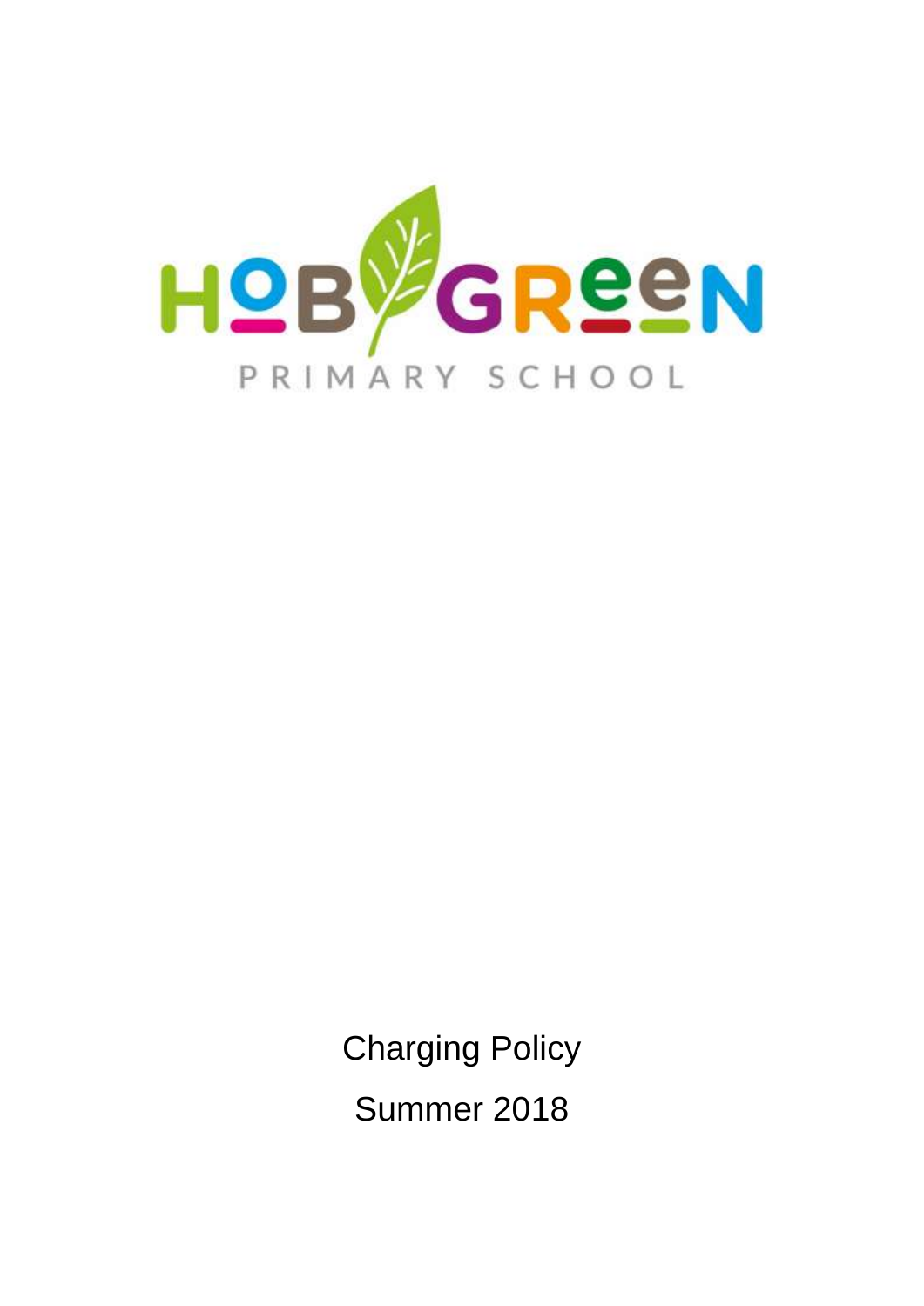HOB GREEN

PRIMARY SCHOOL

Charging Policy

Summer 2018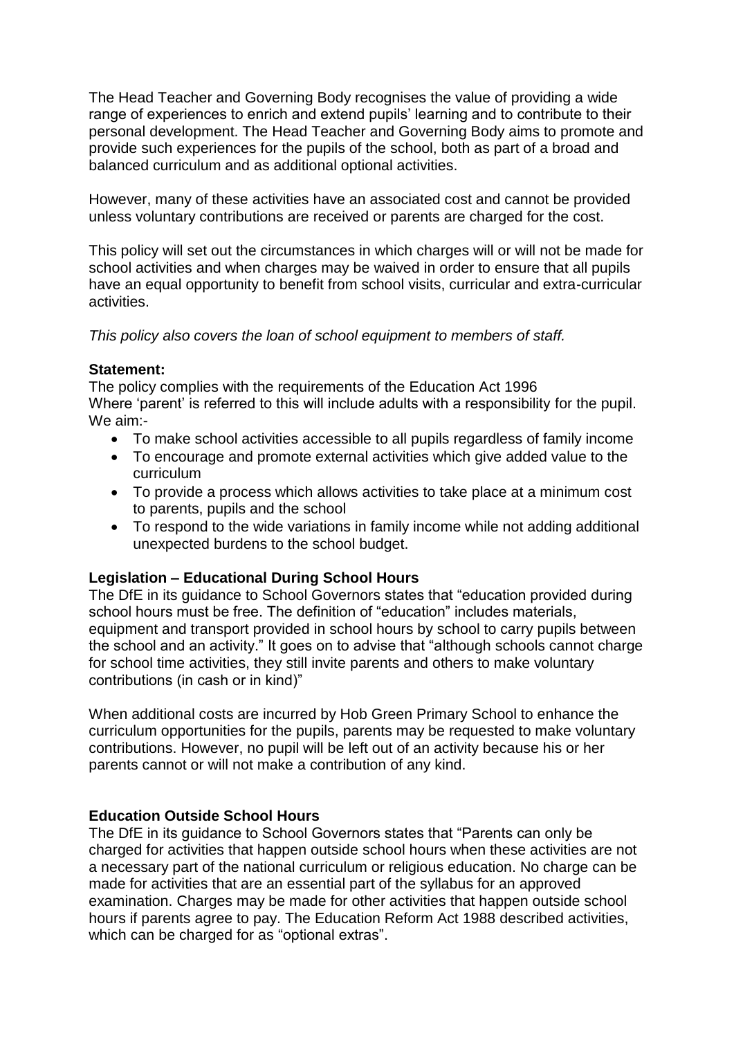The Head Teacher and Governing Body recognises the value of providing a wide range of experiences to enrich and extend pupils' learning and to contribute to their personal development. The Head Teacher and Governing Body aims to promote and provide such experiences for the pupils of the school, both as part of a broad and balanced curriculum and as additional optional activities.

However, many of these activities have an associated cost and cannot be provided unless voluntary contributions are received or parents are charged for the cost.

This policy will set out the circumstances in which charges will or will not be made for school activities and when charges may be waived in order to ensure that all pupils have an equal opportunity to benefit from school visits, curricular and extra-curricular activities.

*This policy also covers the loan of school equipment to members of staff.*

**Statement:**

The policy complies with the requirements of the Education Act 1996
Where 'parent' is referred to this will include adults with a responsibility for the pupil.
We aim:-

- To make school activities accessible to all pupils regardless of family income
- To encourage and promote external activities which give added value to the curriculum
- To provide a process which allows activities to take place at a minimum cost to parents, pupils and the school
- To respond to the wide variations in family income while not adding additional unexpected burdens to the school budget.

**Legislation – Educational During School Hours**

The DfE in its guidance to School Governors states that "education provided during school hours must be free. The definition of "education" includes materials, equipment and transport provided in school hours by school to carry pupils between the school and an activity." It goes on to advise that "although schools cannot charge for school time activities, they still invite parents and others to make voluntary contributions (in cash or in kind)"

When additional costs are incurred by Hob Green Primary School to enhance the curriculum opportunities for the pupils, parents may be requested to make voluntary contributions. However, no pupil will be left out of an activity because his or her parents cannot or will not make a contribution of any kind.

**Education Outside School Hours**

The DfE in its guidance to School Governors states that "Parents can only be charged for activities that happen outside school hours when these activities are not a necessary part of the national curriculum or religious education. No charge can be made for activities that are an essential part of the syllabus for an approved examination. Charges may be made for other activities that happen outside school hours if parents agree to pay. The Education Reform Act 1988 described activities, which can be charged for as "optional extras".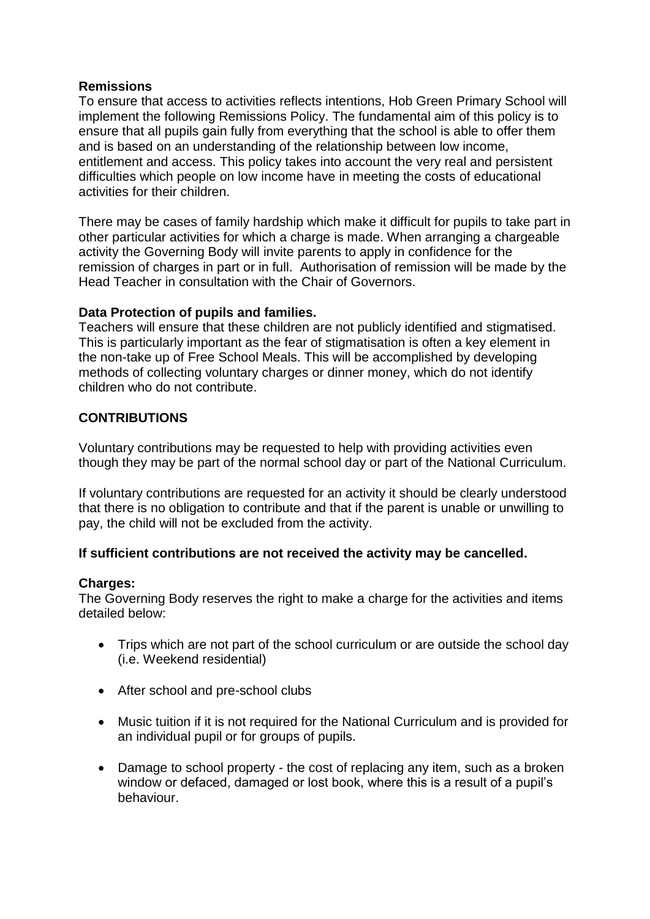**Remissions**

To ensure that access to activities reflects intentions, Hob Green Primary School will implement the following Remissions Policy. The fundamental aim of this policy is to ensure that all pupils gain fully from everything that the school is able to offer them and is based on an understanding of the relationship between low income, entitlement and access. This policy takes into account the very real and persistent difficulties which people on low income have in meeting the costs of educational activities for their children.

There may be cases of family hardship which make it difficult for pupils to take part in other particular activities for which a charge is made. When arranging a chargeable activity the Governing Body will invite parents to apply in confidence for the remission of charges in part or in full. Authorisation of remission will be made by the Head Teacher in consultation with the Chair of Governors.

**Data Protection of pupils and families.**

Teachers will ensure that these children are not publicly identified and stigmatised. This is particularly important as the fear of stigmatisation is often a key element in the non-take up of Free School Meals. This will be accomplished by developing methods of collecting voluntary charges or dinner money, which do not identify children who do not contribute.

## CONTRIBUTIONS

Voluntary contributions may be requested to help with providing activities even though they may be part of the normal school day or part of the National Curriculum.

If voluntary contributions are requested for an activity it should be clearly understood that there is no obligation to contribute and that if the parent is unable or unwilling to pay, the child will not be excluded from the activity.

**If sufficient contributions are not received the activity may be cancelled.**

**Charges:**

The Governing Body reserves the right to make a charge for the activities and items detailed below:

- Trips which are not part of the school curriculum or are outside the school day (i.e. Weekend residential)
- After school and pre-school clubs
- Music tuition if it is not required for the National Curriculum and is provided for an individual pupil or for groups of pupils.
- Damage to school property - the cost of replacing any item, such as a broken window or defaced, damaged or lost book, where this is a result of a pupil's behaviour.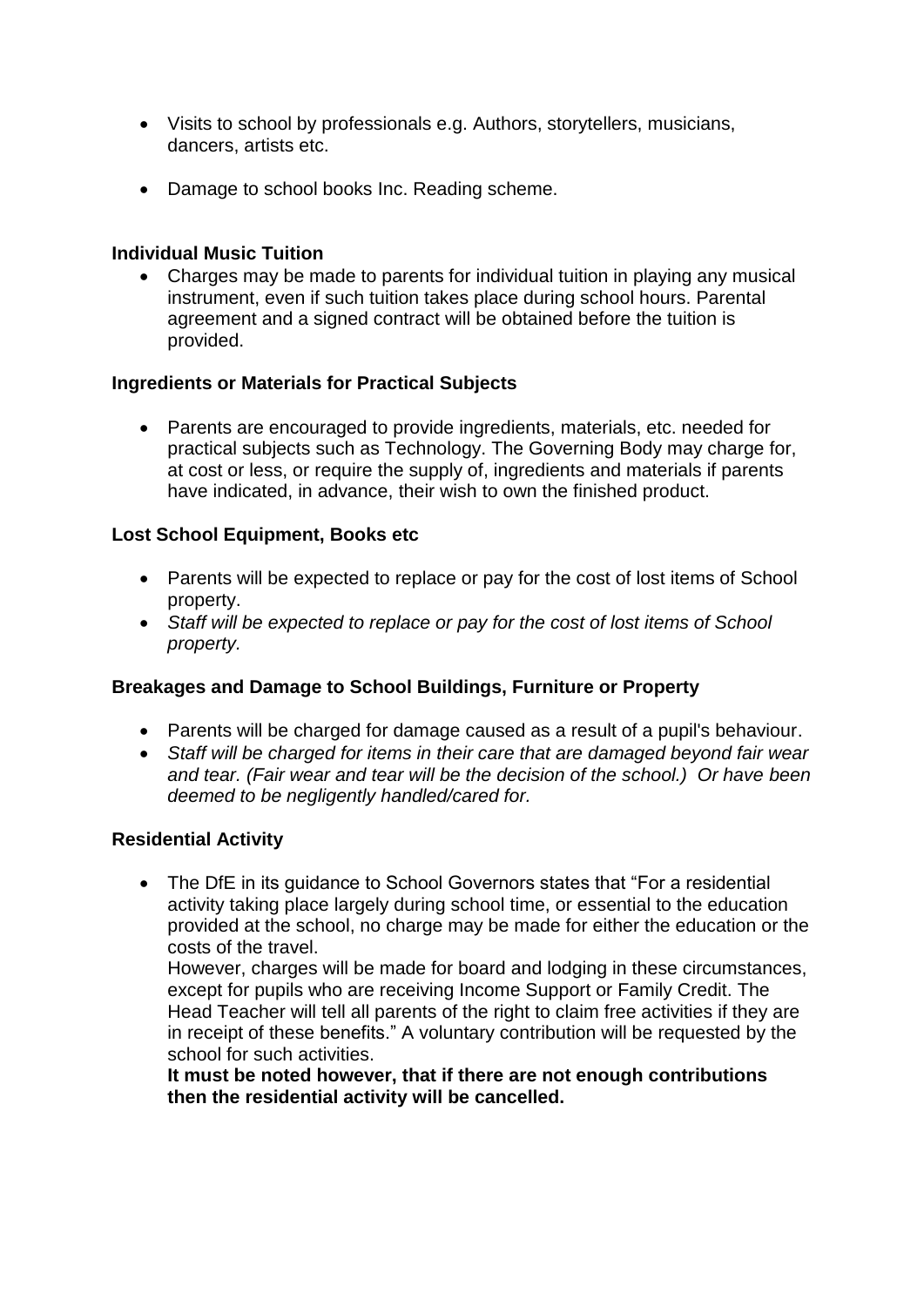- Visits to school by professionals e.g. Authors, storytellers, musicians, dancers, artists etc.

- Damage to school books Inc. Reading scheme.

**Individual Music Tuition**

- Charges may be made to parents for individual tuition in playing any musical instrument, even if such tuition takes place during school hours. Parental agreement and a signed contract will be obtained before the tuition is provided.

**Ingredients or Materials for Practical Subjects**

- Parents are encouraged to provide ingredients, materials, etc. needed for practical subjects such as Technology. The Governing Body may charge for, at cost or less, or require the supply of, ingredients and materials if parents have indicated, in advance, their wish to own the finished product.

**Lost School Equipment, Books etc**

- Parents will be expected to replace or pay for the cost of lost items of School property.
- *Staff will be expected to replace or pay for the cost of lost items of School property.*

**Breakages and Damage to School Buildings, Furniture or Property**

- Parents will be charged for damage caused as a result of a pupil's behaviour.
- *Staff will be charged for items in their care that are damaged beyond fair wear and tear. (Fair wear and tear will be the decision of the school.) Or have been deemed to be negligently handled/cared for.*

**Residential Activity**

- The DfE in its guidance to School Governors states that "For a residential activity taking place largely during school time, or essential to the education provided at the school, no charge may be made for either the education or the costs of the travel.
  However, charges will be made for board and lodging in these circumstances, except for pupils who are receiving Income Support or Family Credit. The Head Teacher will tell all parents of the right to claim free activities if they are in receipt of these benefits." A voluntary contribution will be requested by the school for such activities.
  **It must be noted however, that if there are not enough contributions then the residential activity will be cancelled.**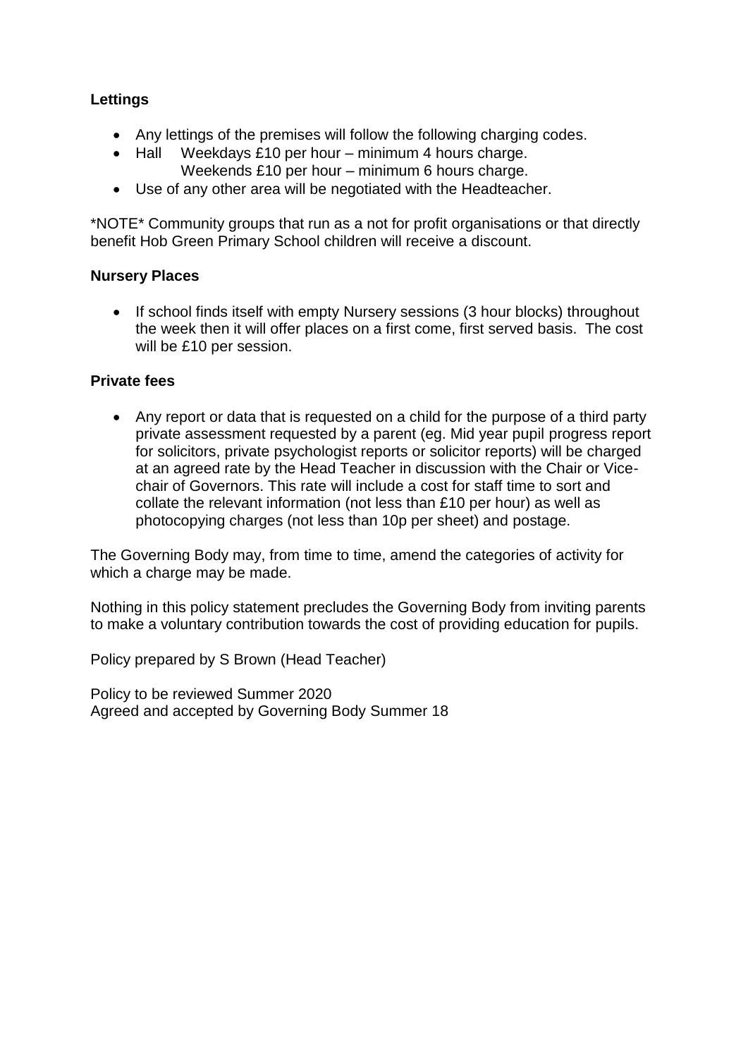**Lettings**

- Any lettings of the premises will follow the following charging codes.
- Hall Weekdays £10 per hour – minimum 4 hours charge.
  Weekends £10 per hour – minimum 6 hours charge.
- Use of any other area will be negotiated with the Headteacher.

*NOTE* Community groups that run as a not for profit organisations or that directly benefit Hob Green Primary School children will receive a discount.

**Nursery Places**

- If school finds itself with empty Nursery sessions (3 hour blocks) throughout the week then it will offer places on a first come, first served basis. The cost will be £10 per session.

**Private fees**

- Any report or data that is requested on a child for the purpose of a third party private assessment requested by a parent (eg. Mid year pupil progress report for solicitors, private psychologist reports or solicitor reports) will be charged at an agreed rate by the Head Teacher in discussion with the Chair or Vice-chair of Governors. This rate will include a cost for staff time to sort and collate the relevant information (not less than £10 per hour) as well as photocopying charges (not less than 10p per sheet) and postage.

The Governing Body may, from time to time, amend the categories of activity for which a charge may be made.

Nothing in this policy statement precludes the Governing Body from inviting parents to make a voluntary contribution towards the cost of providing education for pupils.

Policy prepared by S Brown (Head Teacher)

Policy to be reviewed Summer 2020
Agreed and accepted by Governing Body Summer 18